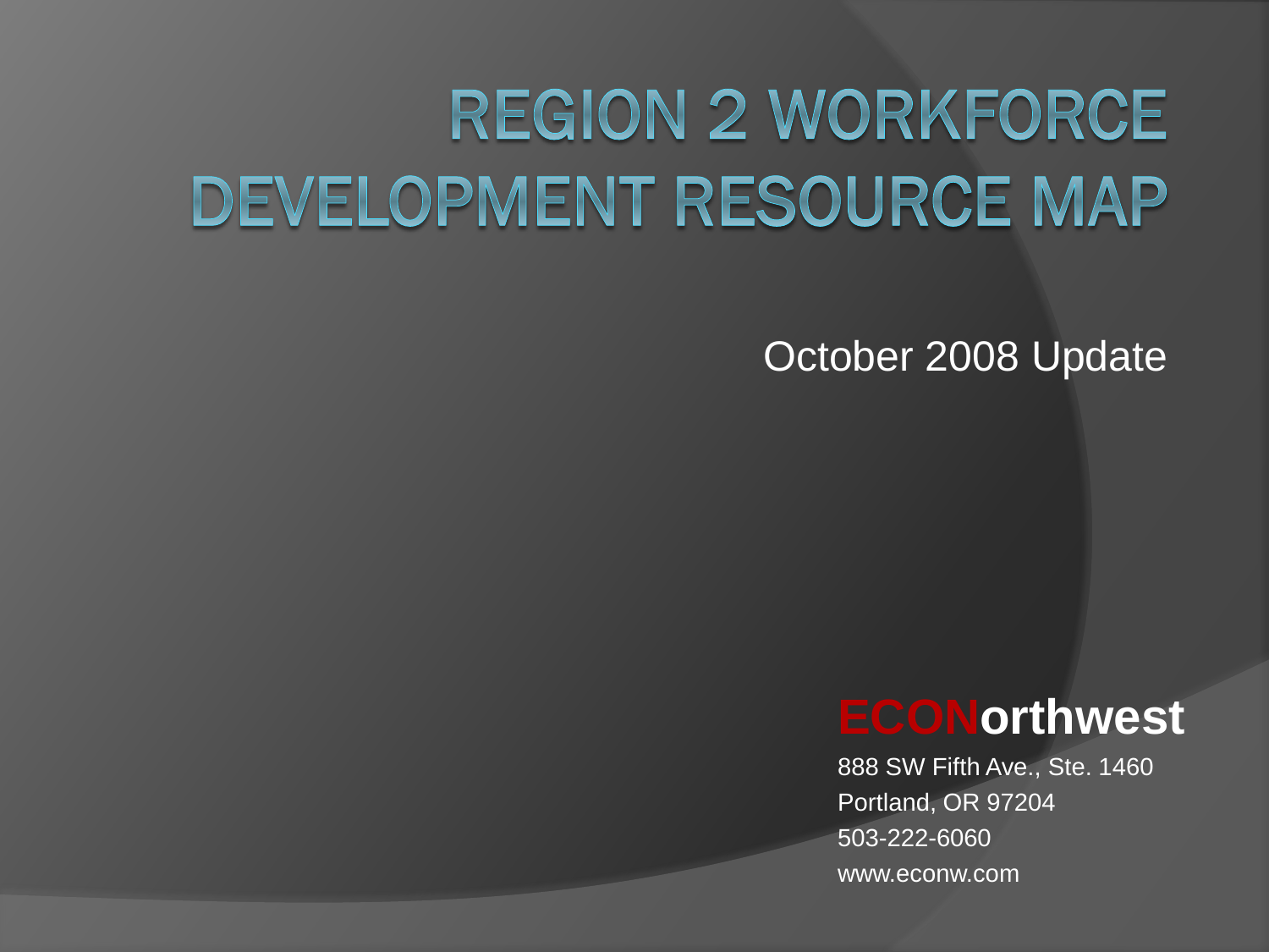# REGION 2 WORKFORCE DEVELOPMENT RESOURCE MAP

October 2008 Update

**ECONorthwest**

888 SW Fifth Ave., Ste. 1460
Portland, OR 97204
503-222-6060
www.econw.com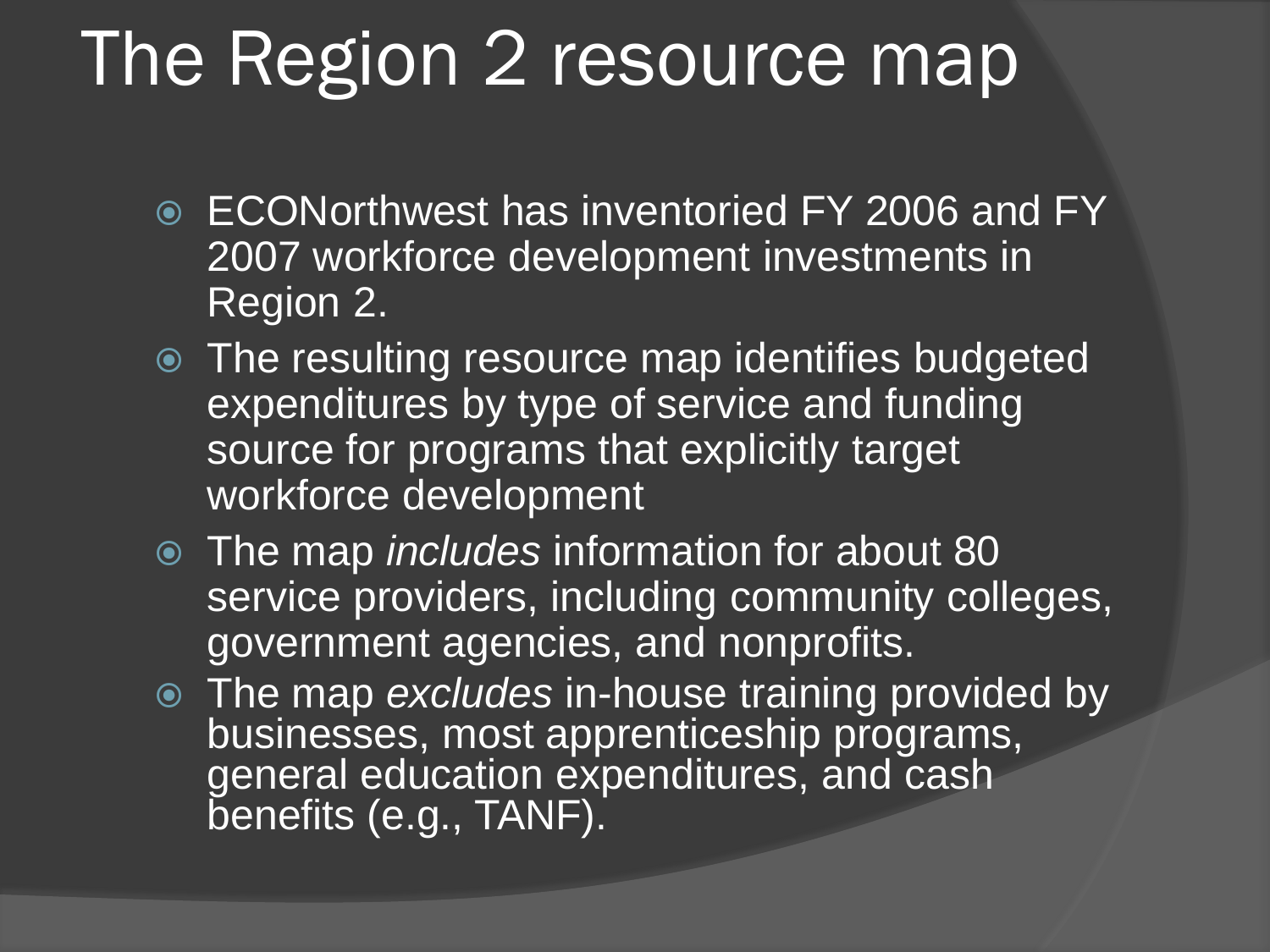# The Region 2 resource map

- ECONorthwest has inventoried FY 2006 and FY 2007 workforce development investments in Region 2.
- The resulting resource map identifies budgeted expenditures by type of service and funding source for programs that explicitly target workforce development
- The map *includes* information for about 80 service providers, including community colleges, government agencies, and nonprofits.
- The map *excludes* in-house training provided by businesses, most apprenticeship programs, general education expenditures, and cash benefits (e.g., TANF).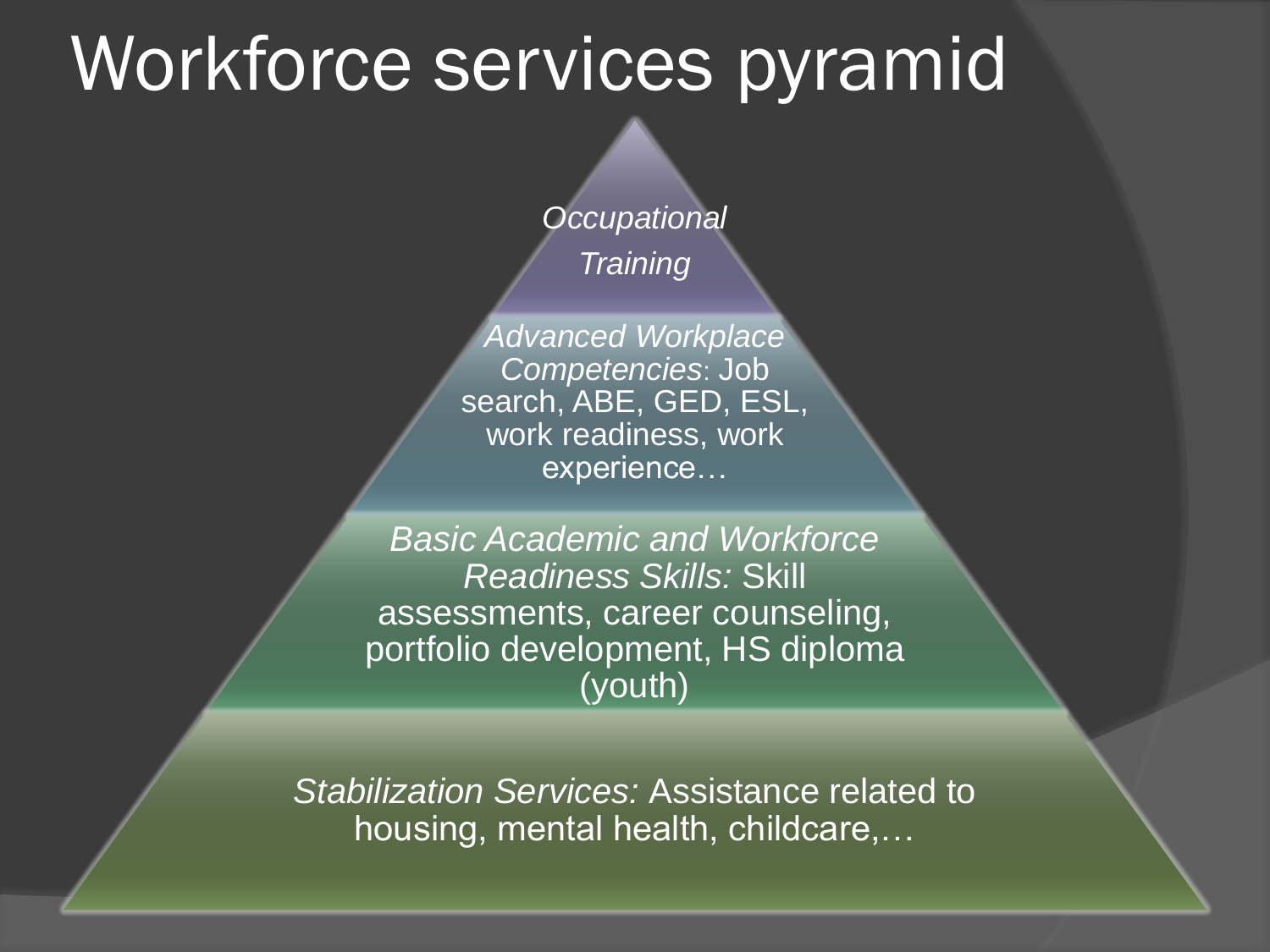# Workforce services pyramid

*Occupational Training*

*Advanced Workplace Competencies*: Job search, ABE, GED, ESL, work readiness, work experience…

*Basic Academic and Workforce Readiness Skills:* Skill assessments, career counseling, portfolio development, HS diploma (youth)

*Stabilization Services:* Assistance related to housing, mental health, childcare,…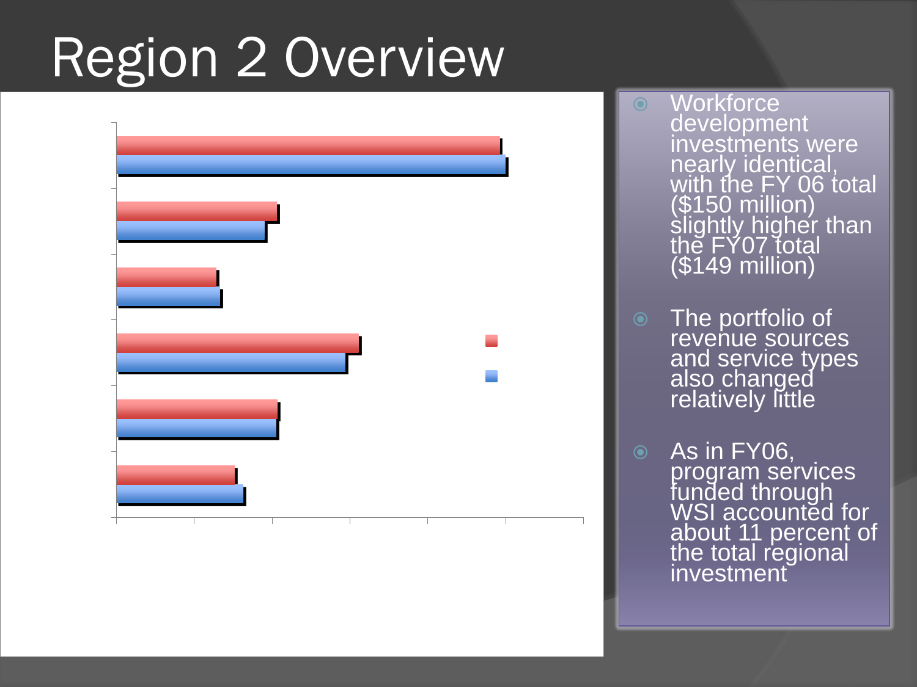# Region 2 Overview

- Workforce development investments were nearly identical, with the FY 06 total ($150 million) slightly higher than the FY07 total ($149 million)
- The portfolio of revenue sources and service types also changed relatively little
- As in FY06, program services funded through WSI accounted for about 11 percent of the total regional investment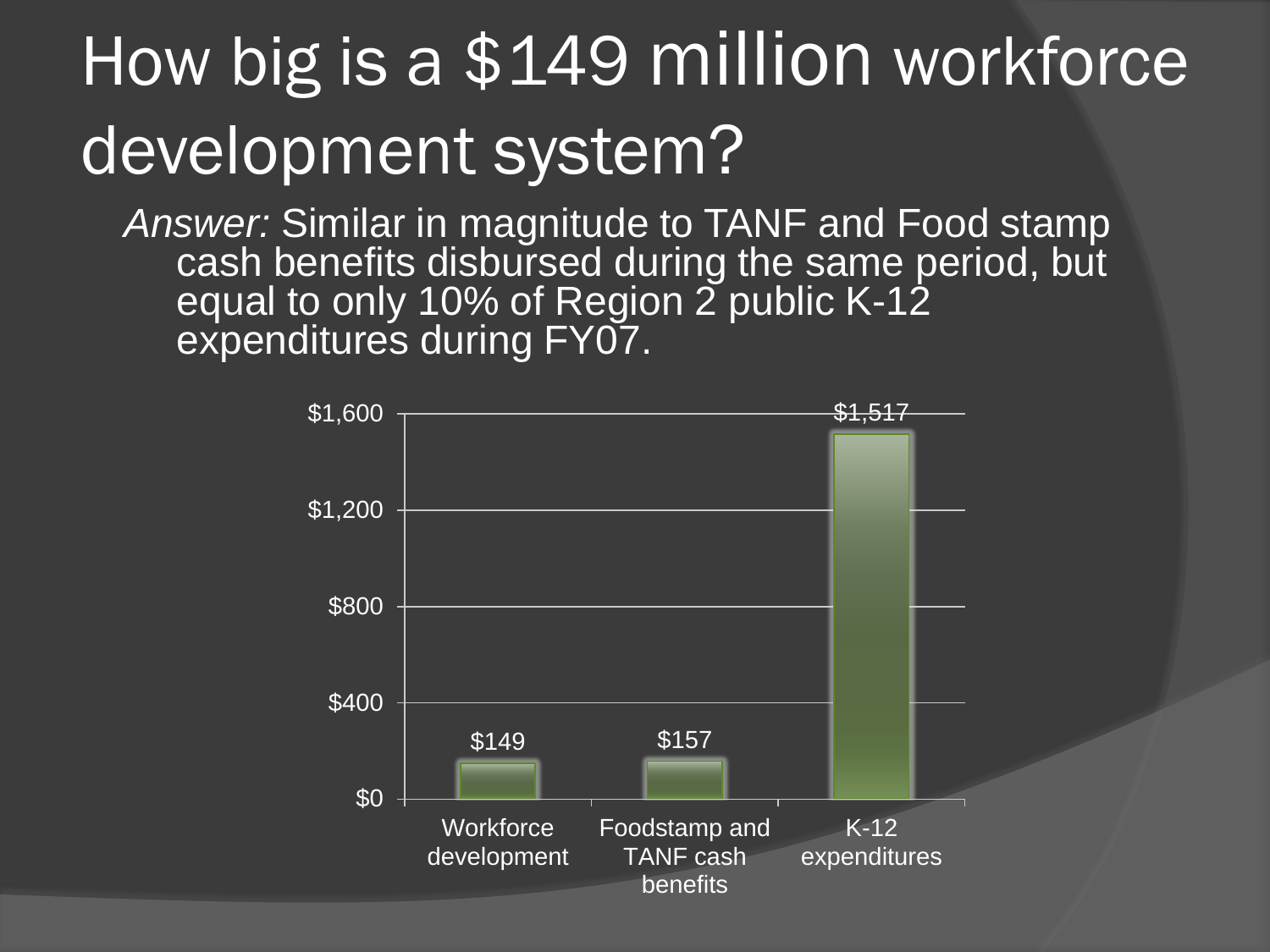# How big is a $149 million workforce development system?

*Answer:* Similar in magnitude to TANF and Food stamp cash benefits disbursed during the same period, but equal to only 10% of Region 2 public K-12 expenditures during FY07.

| Category | Amount |
|---|---|
| Workforce development | $149 |
| Foodstamp and TANF cash benefits | $157 |
| K-12 expenditures | $1,517 |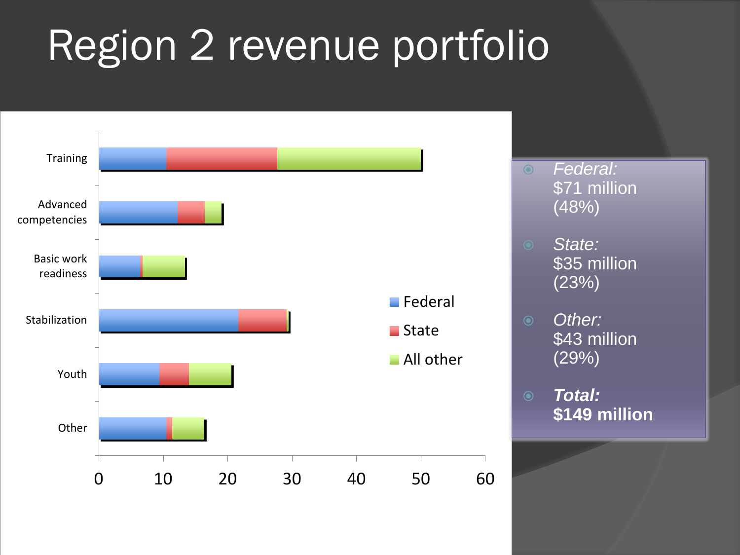# Region 2 revenue portfolio

Training

Advanced competencies

Basic work readiness

Stabilization

Youth

Other

0 10 20 30 40 50 60

Federal

State

All other

- *Federal:* $71 million (48%)
- *State:* $35 million (23%)
- *Other:* $43 million (29%)
- ***Total:*** **$149 million**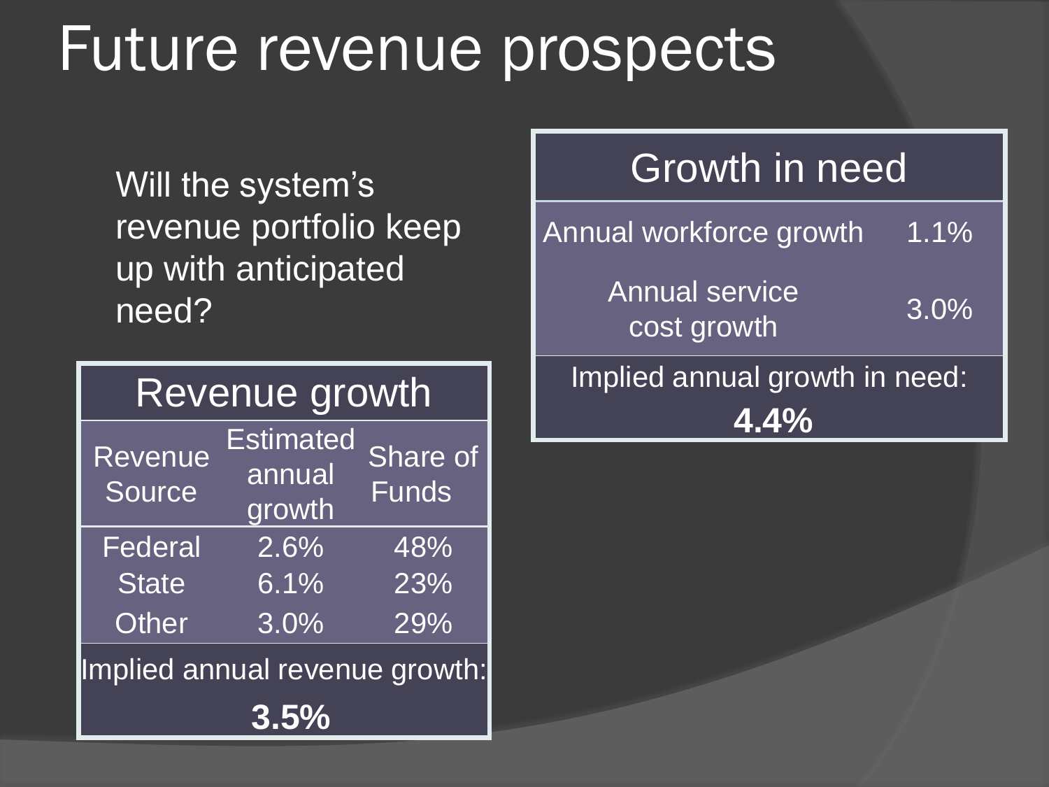# Future revenue prospects

Will the system's revenue portfolio keep up with anticipated need?

| Revenue growth | | |
|---|---|---|
| Revenue Source | Estimated annual growth | Share of Funds |
| Federal | 2.6% | 48% |
| State | 6.1% | 23% |
| Other | 3.0% | 29% |
| Implied annual revenue growth: **3.5%** | | |

| Growth in need | |
|---|---|
| Annual workforce growth | 1.1% |
| Annual service cost growth | 3.0% |
| Implied annual growth in need: **4.4%** | |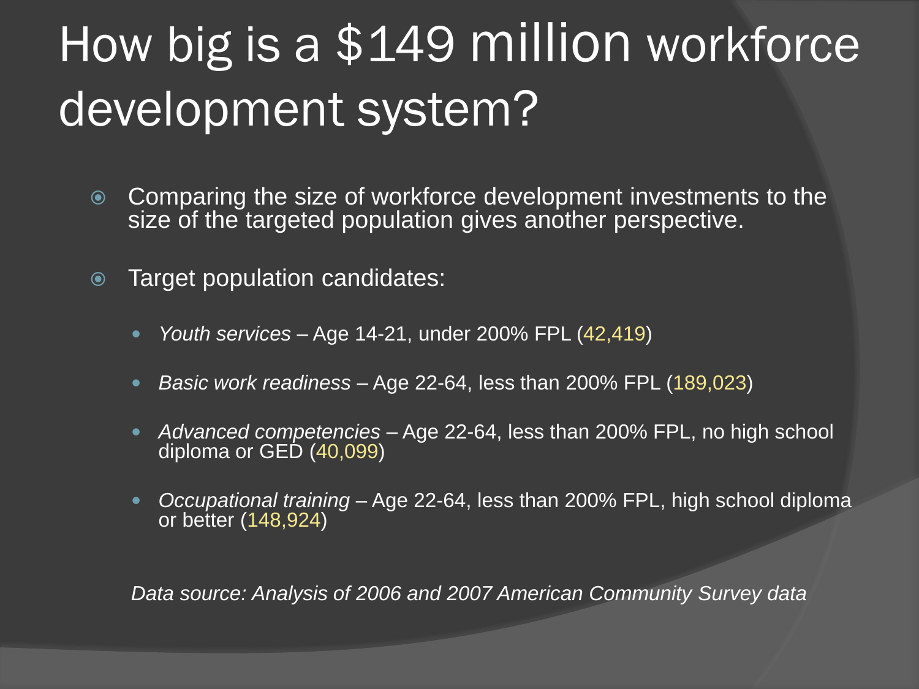# How big is a $149 million workforce development system?

- Comparing the size of workforce development investments to the size of the targeted population gives another perspective.

- Target population candidates:

  - *Youth services* – Age 14-21, under 200% FPL (42,419)
  - *Basic work readiness* – Age 22-64, less than 200% FPL (189,023)
  - *Advanced competencies* – Age 22-64, less than 200% FPL, no high school diploma or GED (40,099)
  - *Occupational training* – Age 22-64, less than 200% FPL, high school diploma or better (148,924)

*Data source: Analysis of 2006 and 2007 American Community Survey data*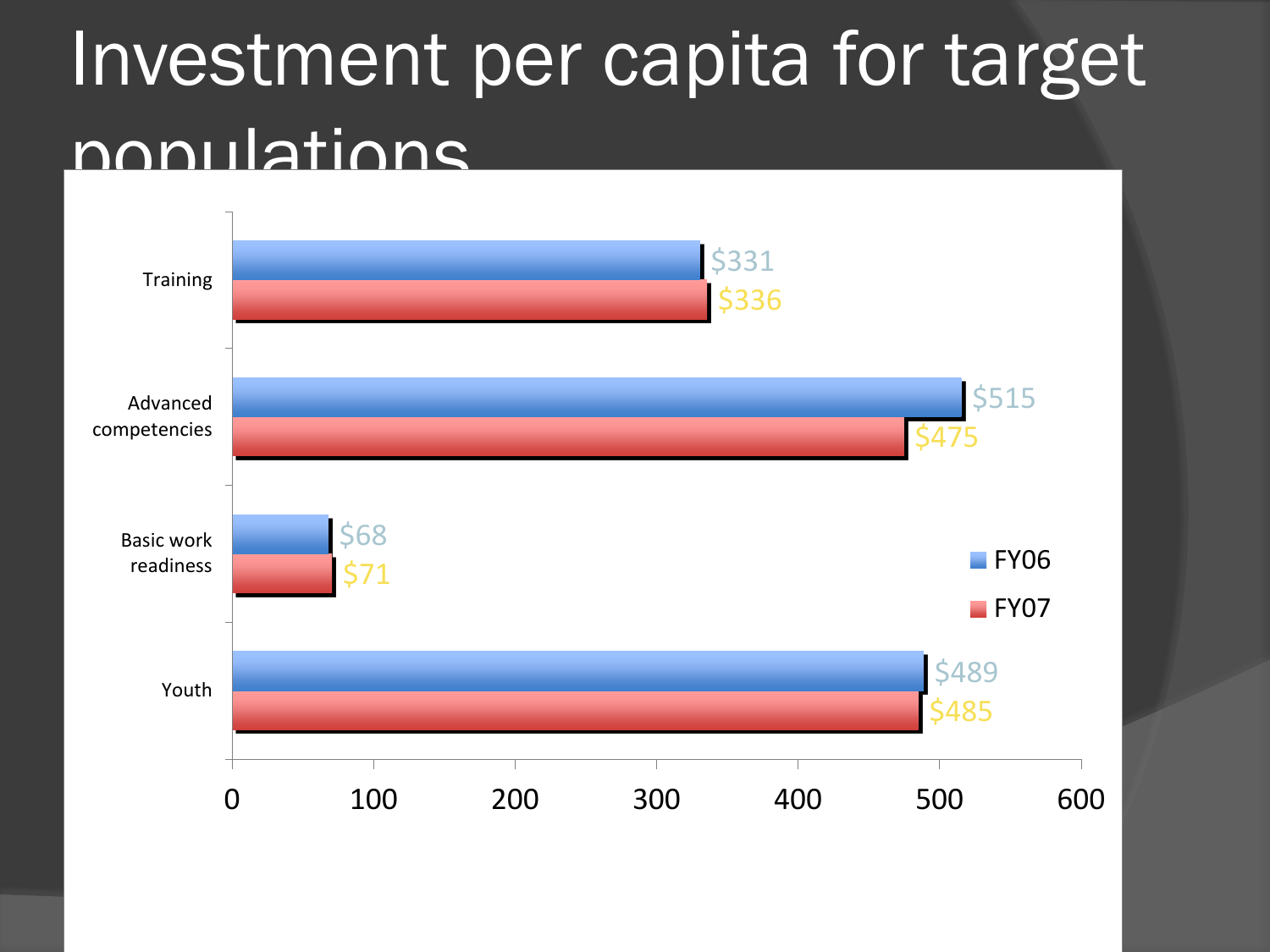# Investment per capita for target populations

| | FY06 | FY07 |
|---|---|---|
| Training | $331 | $336 |
| Advanced competencies | $515 | $475 |
| Basic work readiness | $68 | $71 |
| Youth | $489 | $485 |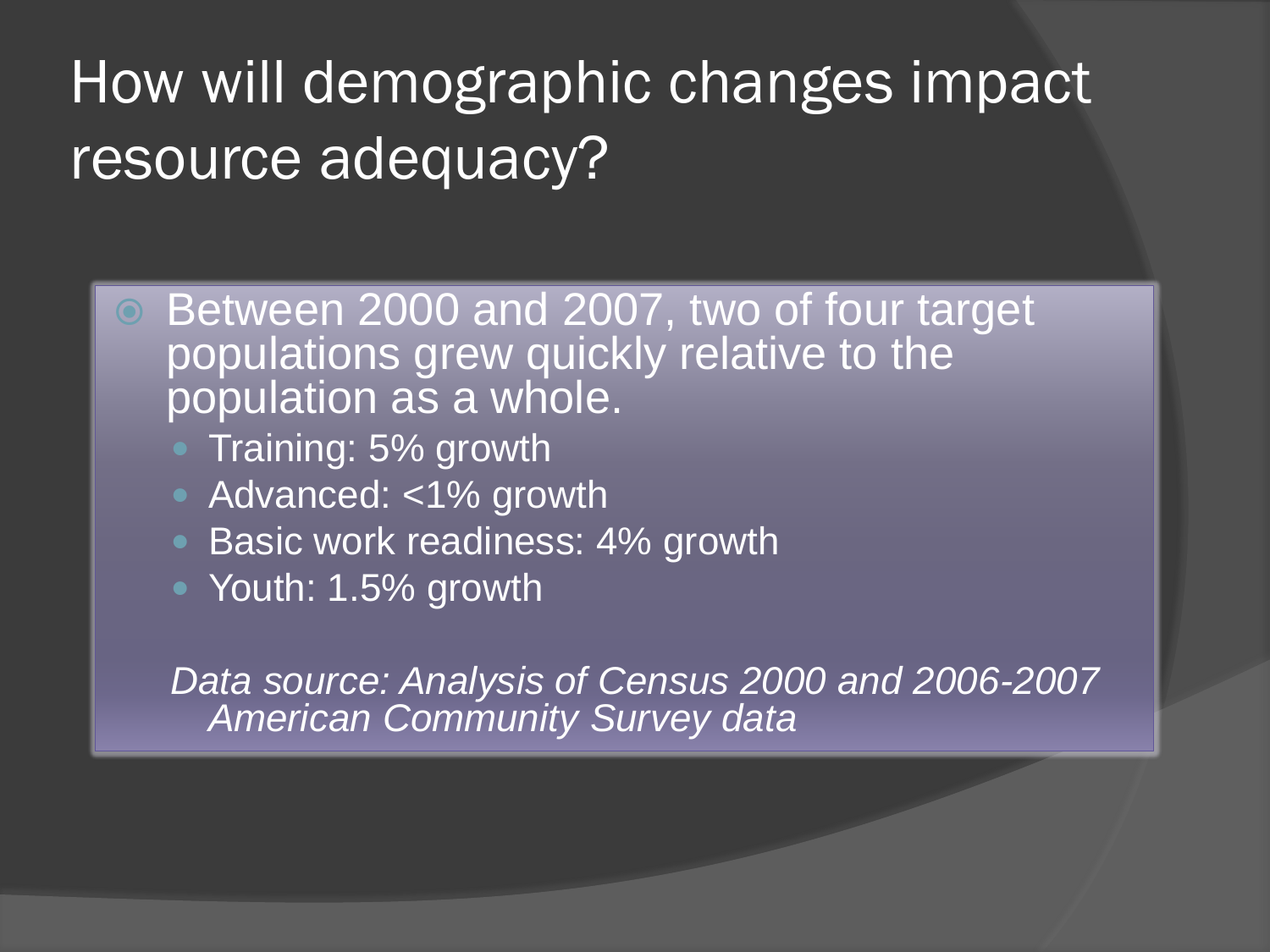# How will demographic changes impact resource adequacy?

- Between 2000 and 2007, two of four target populations grew quickly relative to the population as a whole.
  - Training: 5% growth
  - Advanced: <1% growth
  - Basic work readiness: 4% growth
  - Youth: 1.5% growth

*Data source: Analysis of Census 2000 and 2006-2007 American Community Survey data*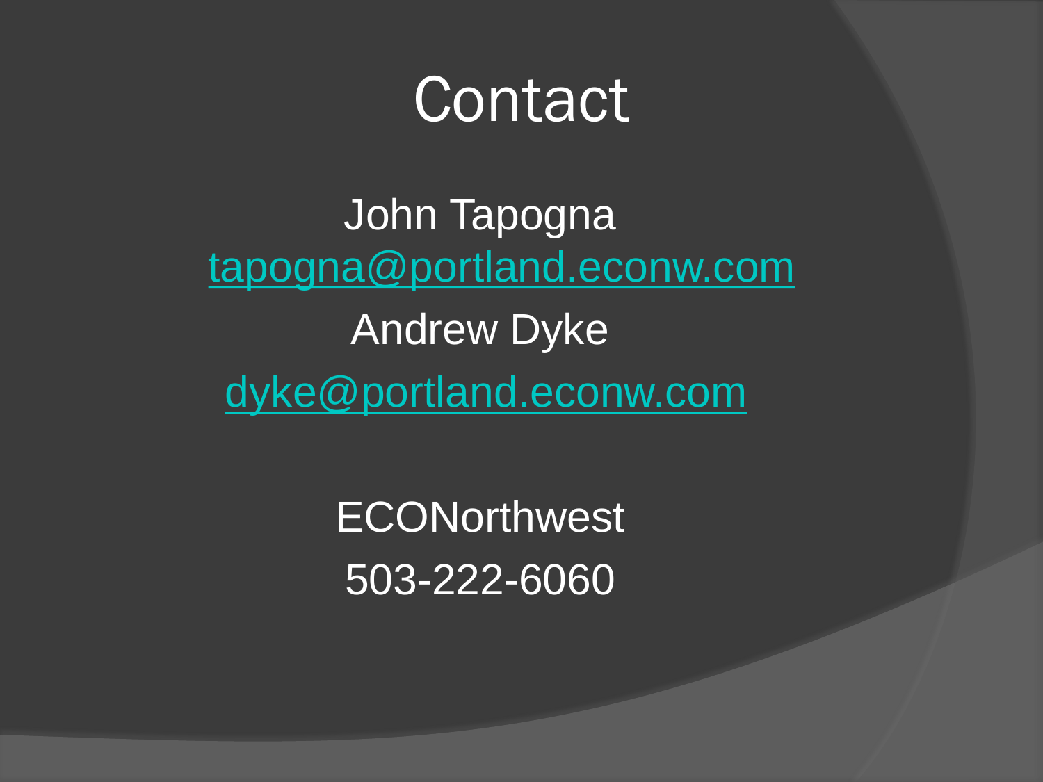# Contact

John Tapogna
tapogna@portland.econw.com

Andrew Dyke
dyke@portland.econw.com

ECONorthwest
503-222-6060